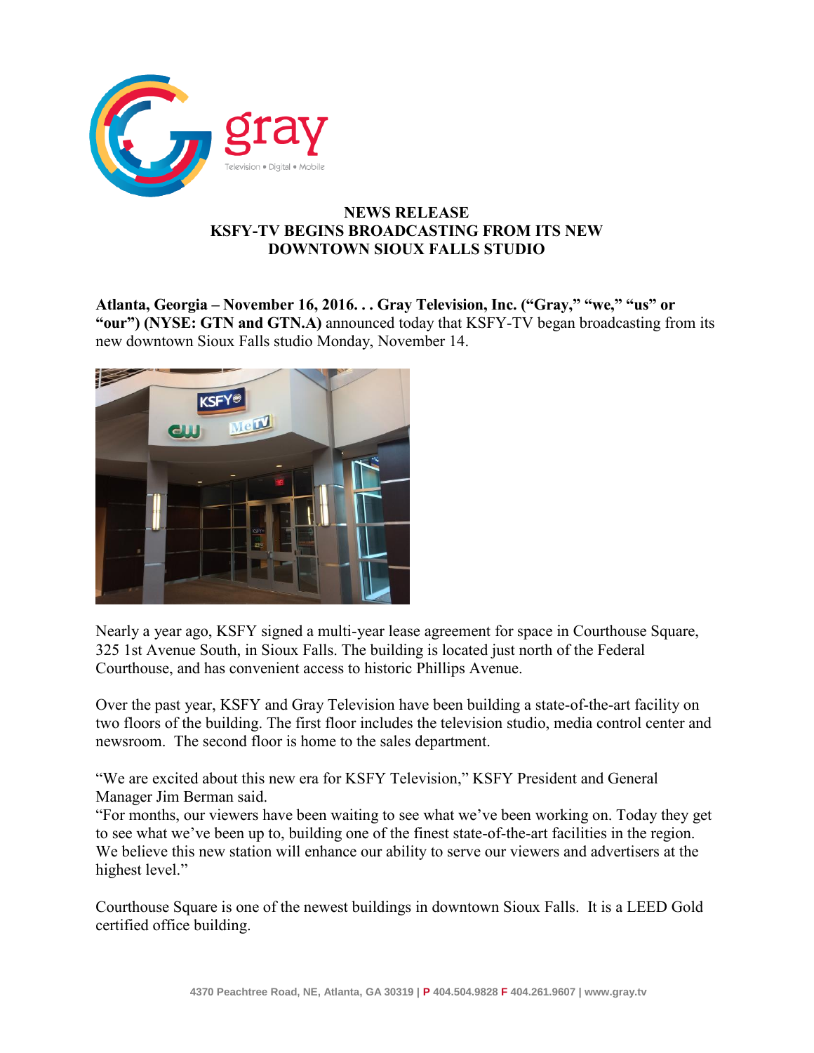**NEWS RELEASE**
**KSFY-TV BEGINS BROADCASTING FROM ITS NEW DOWNTOWN SIOUX FALLS STUDIO**

**Atlanta, Georgia – November 16, 2016. . . Gray Television, Inc. ("Gray," "we," "us" or "our") (NYSE: GTN and GTN.A)** announced today that KSFY-TV began broadcasting from its new downtown Sioux Falls studio Monday, November 14.

Nearly a year ago, KSFY signed a multi-year lease agreement for space in Courthouse Square, 325 1st Avenue South, in Sioux Falls. The building is located just north of the Federal Courthouse, and has convenient access to historic Phillips Avenue.

Over the past year, KSFY and Gray Television have been building a state-of-the-art facility on two floors of the building. The first floor includes the television studio, media control center and newsroom. The second floor is home to the sales department.

"We are excited about this new era for KSFY Television," KSFY President and General Manager Jim Berman said.
"For months, our viewers have been waiting to see what we've been working on. Today they get to see what we've been up to, building one of the finest state-of-the-art facilities in the region. We believe this new station will enhance our ability to serve our viewers and advertisers at the highest level."

Courthouse Square is one of the newest buildings in downtown Sioux Falls. It is a LEED Gold certified office building.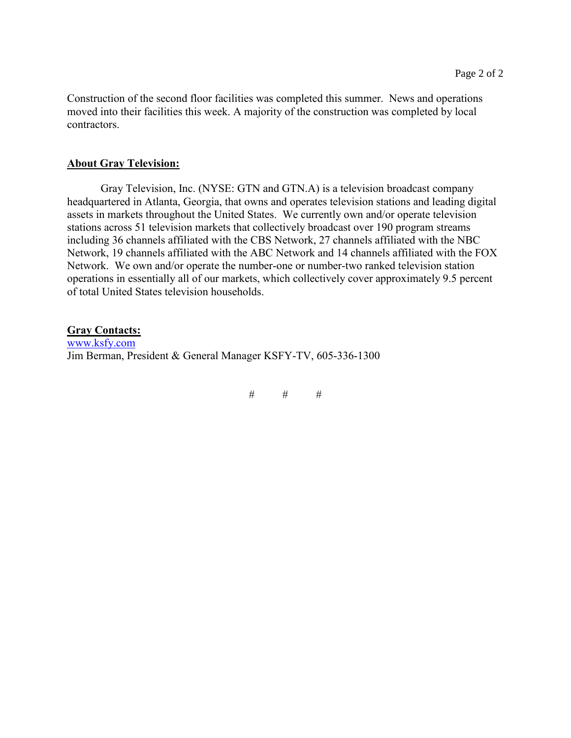Construction of the second floor facilities was completed this summer. News and operations moved into their facilities this week. A majority of the construction was completed by local contractors.

**About Gray Television:**

Gray Television, Inc. (NYSE: GTN and GTN.A) is a television broadcast company headquartered in Atlanta, Georgia, that owns and operates television stations and leading digital assets in markets throughout the United States. We currently own and/or operate television stations across 51 television markets that collectively broadcast over 190 program streams including 36 channels affiliated with the CBS Network, 27 channels affiliated with the NBC Network, 19 channels affiliated with the ABC Network and 14 channels affiliated with the FOX Network. We own and/or operate the number-one or number-two ranked television station operations in essentially all of our markets, which collectively cover approximately 9.5 percent of total United States television households.

**Gray Contacts:**
www.ksfy.com
Jim Berman, President & General Manager KSFY-TV, 605-336-1300

# # #